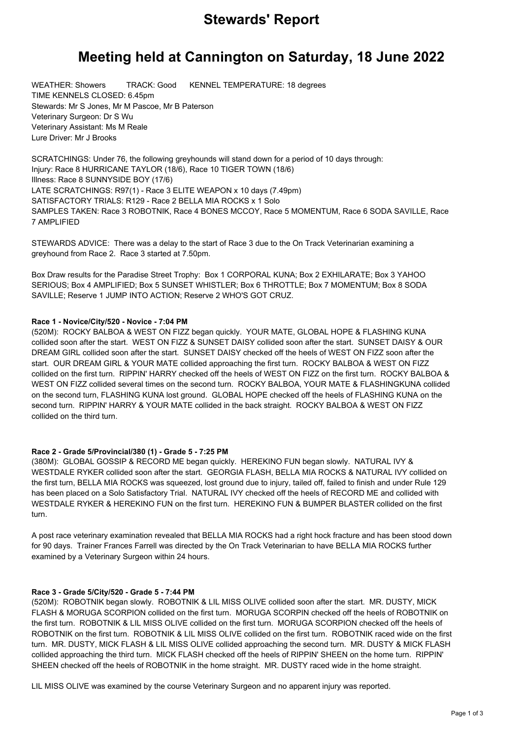# Stewards' Report

# Meeting held at Cannington on Saturday, 18 June 2022

WEATHER: Showers TRACK: Good KENNEL TEMPERATURE: 18 degrees
TIME KENNELS CLOSED: 6.45pm
Stewards: Mr S Jones, Mr M Pascoe, Mr B Paterson
Veterinary Surgeon: Dr S Wu
Veterinary Assistant: Ms M Reale
Lure Driver: Mr J Brooks

SCRATCHINGS: Under 76, the following greyhounds will stand down for a period of 10 days through:
Injury: Race 8 HURRICANE TAYLOR (18/6), Race 10 TIGER TOWN (18/6)
Illness: Race 8 SUNNYSIDE BOY (17/6)
LATE SCRATCHINGS: R97(1) - Race 3 ELITE WEAPON x 10 days (7.49pm)
SATISFACTORY TRIALS: R129 - Race 2 BELLA MIA ROCKS x 1 Solo
SAMPLES TAKEN: Race 3 ROBOTNIK, Race 4 BONES MCCOY, Race 5 MOMENTUM, Race 6 SODA SAVILLE, Race 7 AMPLIFIED

STEWARDS ADVICE: There was a delay to the start of Race 3 due to the On Track Veterinarian examining a greyhound from Race 2. Race 3 started at 7.50pm.

Box Draw results for the Paradise Street Trophy: Box 1 CORPORAL KUNA; Box 2 EXHILARATE; Box 3 YAHOO SERIOUS; Box 4 AMPLIFIED; Box 5 SUNSET WHISTLER; Box 6 THROTTLE; Box 7 MOMENTUM; Box 8 SODA SAVILLE; Reserve 1 JUMP INTO ACTION; Reserve 2 WHO'S GOT CRUZ.

### Race 1 - Novice/City/520 - Novice - 7:04 PM

(520M): ROCKY BALBOA & WEST ON FIZZ began quickly. YOUR MATE, GLOBAL HOPE & FLASHING KUNA collided soon after the start. WEST ON FIZZ & SUNSET DAISY collided soon after the start. SUNSET DAISY & OUR DREAM GIRL collided soon after the start. SUNSET DAISY checked off the heels of WEST ON FIZZ soon after the start. OUR DREAM GIRL & YOUR MATE collided approaching the first turn. ROCKY BALBOA & WEST ON FIZZ collided on the first turn. RIPPIN' HARRY checked off the heels of WEST ON FIZZ on the first turn. ROCKY BALBOA & WEST ON FIZZ collided several times on the second turn. ROCKY BALBOA, YOUR MATE & FLASHINGKUNA collided on the second turn, FLASHING KUNA lost ground. GLOBAL HOPE checked off the heels of FLASHING KUNA on the second turn. RIPPIN' HARRY & YOUR MATE collided in the back straight. ROCKY BALBOA & WEST ON FIZZ collided on the third turn.

### Race 2 - Grade 5/Provincial/380 (1) - Grade 5 - 7:25 PM

(380M): GLOBAL GOSSIP & RECORD ME began quickly. HEREKINO FUN began slowly. NATURAL IVY & WESTDALE RYKER collided soon after the start. GEORGIA FLASH, BELLA MIA ROCKS & NATURAL IVY collided on the first turn, BELLA MIA ROCKS was squeezed, lost ground due to injury, tailed off, failed to finish and under Rule 129 has been placed on a Solo Satisfactory Trial. NATURAL IVY checked off the heels of RECORD ME and collided with WESTDALE RYKER & HEREKINO FUN on the first turn. HEREKINO FUN & BUMPER BLASTER collided on the first turn.

A post race veterinary examination revealed that BELLA MIA ROCKS had a right hock fracture and has been stood down for 90 days. Trainer Frances Farrell was directed by the On Track Veterinarian to have BELLA MIA ROCKS further examined by a Veterinary Surgeon within 24 hours.

### Race 3 - Grade 5/City/520 - Grade 5 - 7:44 PM

(520M): ROBOTNIK began slowly. ROBOTNIK & LIL MISS OLIVE collided soon after the start. MR. DUSTY, MICK FLASH & MORUGA SCORPION collided on the first turn. MORUGA SCORPIN checked off the heels of ROBOTNIK on the first turn. ROBOTNIK & LIL MISS OLIVE collided on the first turn. MORUGA SCORPION checked off the heels of ROBOTNIK on the first turn. ROBOTNIK & LIL MISS OLIVE collided on the first turn. ROBOTNIK raced wide on the first turn. MR. DUSTY, MICK FLASH & LIL MISS OLIVE collided approaching the second turn. MR. DUSTY & MICK FLASH collided approaching the third turn. MICK FLASH checked off the heels of RIPPIN' SHEEN on the home turn. RIPPIN' SHEEN checked off the heels of ROBOTNIK in the home straight. MR. DUSTY raced wide in the home straight.

LIL MISS OLIVE was examined by the course Veterinary Surgeon and no apparent injury was reported.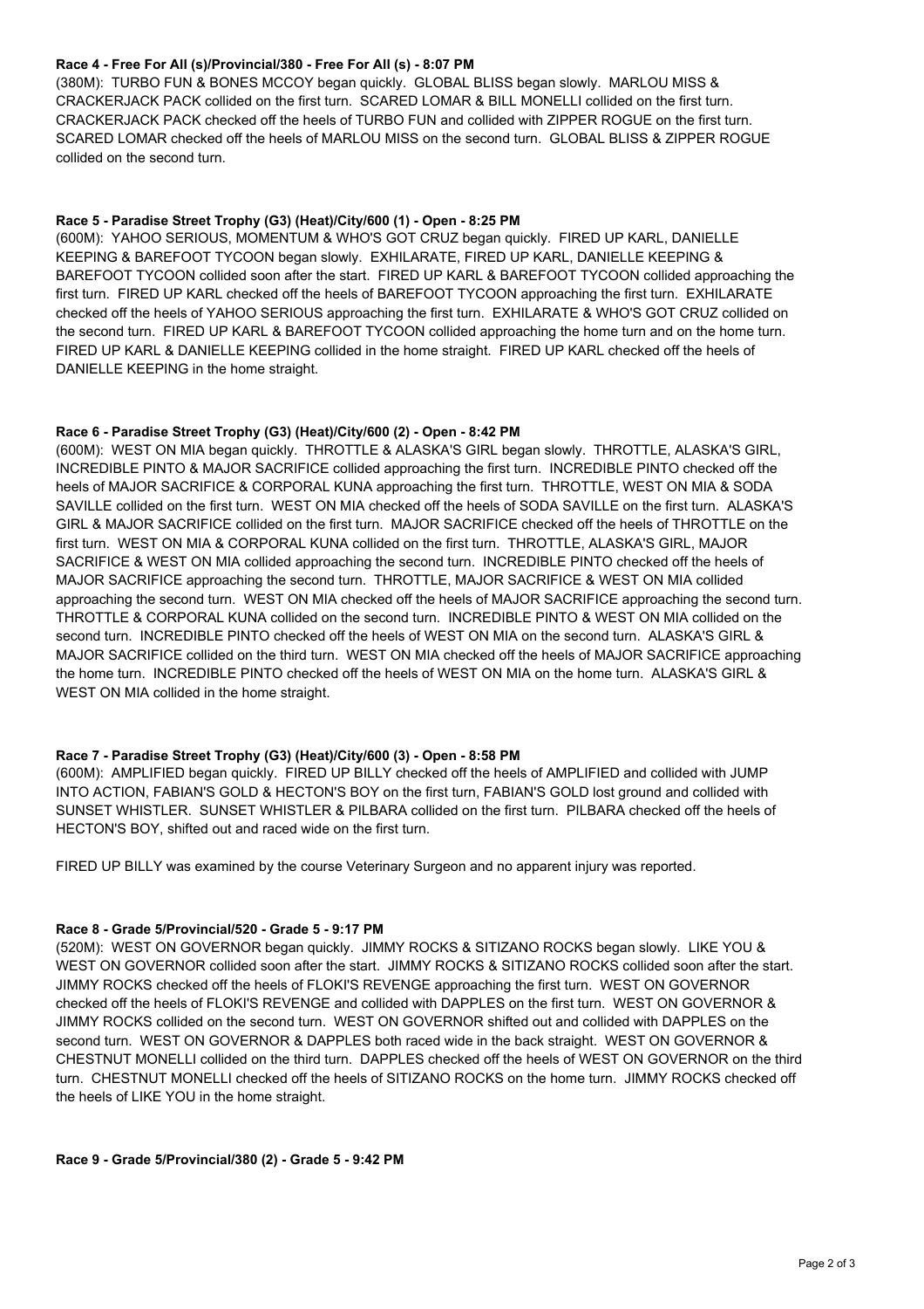**Race 4 - Free For All (s)/Provincial/380 - Free For All (s) - 8:07 PM**

(380M): TURBO FUN & BONES MCCOY began quickly. GLOBAL BLISS began slowly. MARLOU MISS & CRACKERJACK PACK collided on the first turn. SCARED LOMAR & BILL MONELLI collided on the first turn. CRACKERJACK PACK checked off the heels of TURBO FUN and collided with ZIPPER ROGUE on the first turn. SCARED LOMAR checked off the heels of MARLOU MISS on the second turn. GLOBAL BLISS & ZIPPER ROGUE collided on the second turn.

**Race 5 - Paradise Street Trophy (G3) (Heat)/City/600 (1) - Open - 8:25 PM**

(600M): YAHOO SERIOUS, MOMENTUM & WHO'S GOT CRUZ began quickly. FIRED UP KARL, DANIELLE KEEPING & BAREFOOT TYCOON began slowly. EXHILARATE, FIRED UP KARL, DANIELLE KEEPING & BAREFOOT TYCOON collided soon after the start. FIRED UP KARL & BAREFOOT TYCOON collided approaching the first turn. FIRED UP KARL checked off the heels of BAREFOOT TYCOON approaching the first turn. EXHILARATE checked off the heels of YAHOO SERIOUS approaching the first turn. EXHILARATE & WHO'S GOT CRUZ collided on the second turn. FIRED UP KARL & BAREFOOT TYCOON collided approaching the home turn and on the home turn. FIRED UP KARL & DANIELLE KEEPING collided in the home straight. FIRED UP KARL checked off the heels of DANIELLE KEEPING in the home straight.

**Race 6 - Paradise Street Trophy (G3) (Heat)/City/600 (2) - Open - 8:42 PM**

(600M): WEST ON MIA began quickly. THROTTLE & ALASKA'S GIRL began slowly. THROTTLE, ALASKA'S GIRL, INCREDIBLE PINTO & MAJOR SACRIFICE collided approaching the first turn. INCREDIBLE PINTO checked off the heels of MAJOR SACRIFICE & CORPORAL KUNA approaching the first turn. THROTTLE, WEST ON MIA & SODA SAVILLE collided on the first turn. WEST ON MIA checked off the heels of SODA SAVILLE on the first turn. ALASKA'S GIRL & MAJOR SACRIFICE collided on the first turn. MAJOR SACRIFICE checked off the heels of THROTTLE on the first turn. WEST ON MIA & CORPORAL KUNA collided on the first turn. THROTTLE, ALASKA'S GIRL, MAJOR SACRIFICE & WEST ON MIA collided approaching the second turn. INCREDIBLE PINTO checked off the heels of MAJOR SACRIFICE approaching the second turn. THROTTLE, MAJOR SACRIFICE & WEST ON MIA collided approaching the second turn. WEST ON MIA checked off the heels of MAJOR SACRIFICE approaching the second turn. THROTTLE & CORPORAL KUNA collided on the second turn. INCREDIBLE PINTO & WEST ON MIA collided on the second turn. INCREDIBLE PINTO checked off the heels of WEST ON MIA on the second turn. ALASKA'S GIRL & MAJOR SACRIFICE collided on the third turn. WEST ON MIA checked off the heels of MAJOR SACRIFICE approaching the home turn. INCREDIBLE PINTO checked off the heels of WEST ON MIA on the home turn. ALASKA'S GIRL & WEST ON MIA collided in the home straight.

**Race 7 - Paradise Street Trophy (G3) (Heat)/City/600 (3) - Open - 8:58 PM**

(600M): AMPLIFIED began quickly. FIRED UP BILLY checked off the heels of AMPLIFIED and collided with JUMP INTO ACTION, FABIAN'S GOLD & HECTON'S BOY on the first turn, FABIAN'S GOLD lost ground and collided with SUNSET WHISTLER. SUNSET WHISTLER & PILBARA collided on the first turn. PILBARA checked off the heels of HECTON'S BOY, shifted out and raced wide on the first turn.

FIRED UP BILLY was examined by the course Veterinary Surgeon and no apparent injury was reported.

**Race 8 - Grade 5/Provincial/520 - Grade 5 - 9:17 PM**

(520M): WEST ON GOVERNOR began quickly. JIMMY ROCKS & SITIZANO ROCKS began slowly. LIKE YOU & WEST ON GOVERNOR collided soon after the start. JIMMY ROCKS & SITIZANO ROCKS collided soon after the start. JIMMY ROCKS checked off the heels of FLOKI'S REVENGE approaching the first turn. WEST ON GOVERNOR checked off the heels of FLOKI'S REVENGE and collided with DAPPLES on the first turn. WEST ON GOVERNOR & JIMMY ROCKS collided on the second turn. WEST ON GOVERNOR shifted out and collided with DAPPLES on the second turn. WEST ON GOVERNOR & DAPPLES both raced wide in the back straight. WEST ON GOVERNOR & CHESTNUT MONELLI collided on the third turn. DAPPLES checked off the heels of WEST ON GOVERNOR on the third turn. CHESTNUT MONELLI checked off the heels of SITIZANO ROCKS on the home turn. JIMMY ROCKS checked off the heels of LIKE YOU in the home straight.

**Race 9 - Grade 5/Provincial/380 (2) - Grade 5 - 9:42 PM**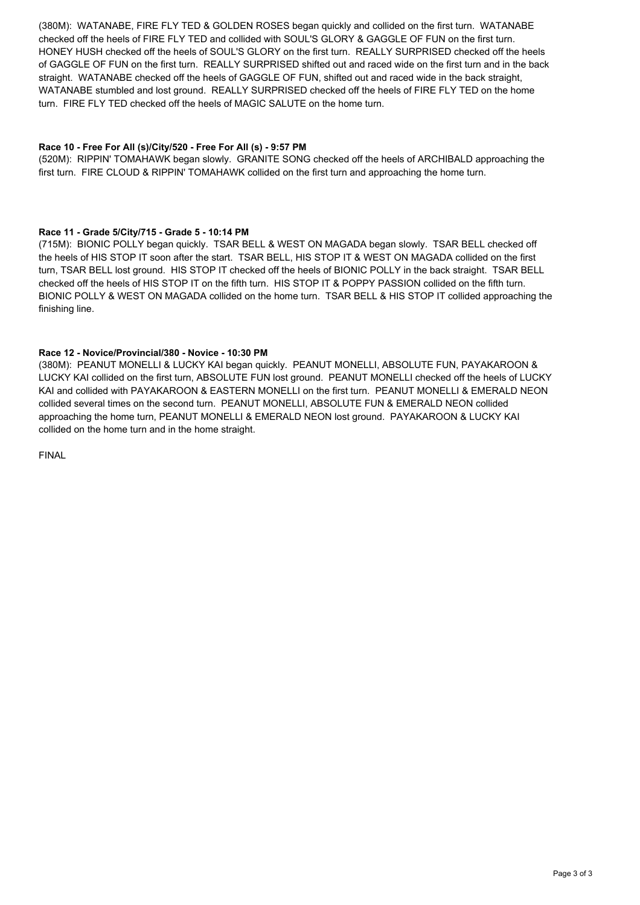(380M): WATANABE, FIRE FLY TED & GOLDEN ROSES began quickly and collided on the first turn. WATANABE checked off the heels of FIRE FLY TED and collided with SOUL'S GLORY & GAGGLE OF FUN on the first turn. HONEY HUSH checked off the heels of SOUL'S GLORY on the first turn. REALLY SURPRISED checked off the heels of GAGGLE OF FUN on the first turn. REALLY SURPRISED shifted out and raced wide on the first turn and in the back straight. WATANABE checked off the heels of GAGGLE OF FUN, shifted out and raced wide in the back straight, WATANABE stumbled and lost ground. REALLY SURPRISED checked off the heels of FIRE FLY TED on the home turn. FIRE FLY TED checked off the heels of MAGIC SALUTE on the home turn.

**Race 10 - Free For All (s)/City/520 - Free For All (s) - 9:57 PM**

(520M): RIPPIN' TOMAHAWK began slowly. GRANITE SONG checked off the heels of ARCHIBALD approaching the first turn. FIRE CLOUD & RIPPIN' TOMAHAWK collided on the first turn and approaching the home turn.

**Race 11 - Grade 5/City/715 - Grade 5 - 10:14 PM**

(715M): BIONIC POLLY began quickly. TSAR BELL & WEST ON MAGADA began slowly. TSAR BELL checked off the heels of HIS STOP IT soon after the start. TSAR BELL, HIS STOP IT & WEST ON MAGADA collided on the first turn, TSAR BELL lost ground. HIS STOP IT checked off the heels of BIONIC POLLY in the back straight. TSAR BELL checked off the heels of HIS STOP IT on the fifth turn. HIS STOP IT & POPPY PASSION collided on the fifth turn. BIONIC POLLY & WEST ON MAGADA collided on the home turn. TSAR BELL & HIS STOP IT collided approaching the finishing line.

**Race 12 - Novice/Provincial/380 - Novice - 10:30 PM**

(380M): PEANUT MONELLI & LUCKY KAI began quickly. PEANUT MONELLI, ABSOLUTE FUN, PAYAKAROON & LUCKY KAI collided on the first turn, ABSOLUTE FUN lost ground. PEANUT MONELLI checked off the heels of LUCKY KAI and collided with PAYAKAROON & EASTERN MONELLI on the first turn. PEANUT MONELLI & EMERALD NEON collided several times on the second turn. PEANUT MONELLI, ABSOLUTE FUN & EMERALD NEON collided approaching the home turn, PEANUT MONELLI & EMERALD NEON lost ground. PAYAKAROON & LUCKY KAI collided on the home turn and in the home straight.

FINAL